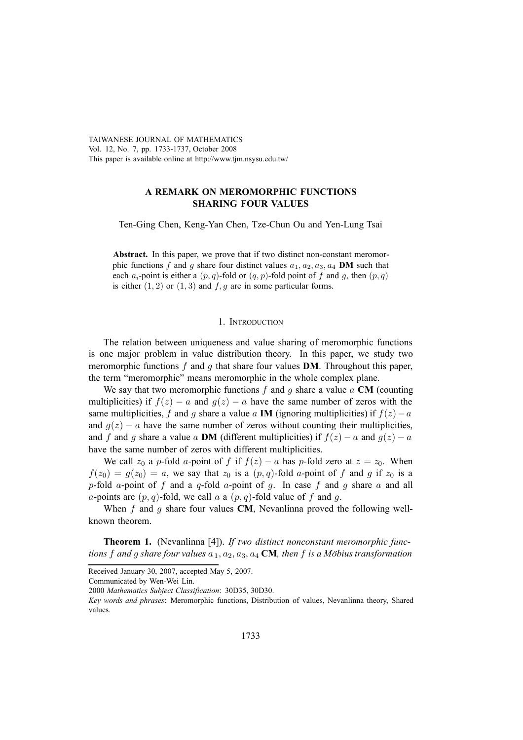# A REMARK ON MEROMORPHIC FUNCTIONS SHARING FOUR VALUES

Ten-Ging Chen, Keng-Yan Chen, Tze-Chun Ou and Yen-Lung Tsai

**Abstract.** In this paper, we prove that if two distinct non-constant meromorphic functions $f$ and $g$ share four distinct values $a_1, a_2, a_3, a_4$ **DM** such that each $a_i$-point is either a $(p, q)$-fold or $(q, p)$-fold point of $f$ and $g$, then $(p, q)$ is either $(1, 2)$ or $(1, 3)$ and $f, g$ are in some particular forms.

## 1. Introduction

The relation between uniqueness and value sharing of meromorphic functions is one major problem in value distribution theory. In this paper, we study two meromorphic functions $f$ and $g$ that share four values **DM**. Throughout this paper, the term "meromorphic" means meromorphic in the whole complex plane.

We say that two meromorphic functions $f$ and $g$ share a value $a$ **CM** (counting multiplicities) if $f(z) - a$ and $g(z) - a$ have the same number of zeros with the same multiplicities, $f$ and $g$ share a value $a$ **IM** (ignoring multiplicities) if $f(z) - a$ and $g(z) - a$ have the same number of zeros without counting their multiplicities, and $f$ and $g$ share a value $a$ **DM** (different multiplicities) if $f(z) - a$ and $g(z) - a$ have the same number of zeros with different multiplicities.

We call $z_0$ a $p$-fold $a$-point of $f$ if $f(z) - a$ has $p$-fold zero at $z = z_0$. When $f(z_0) = g(z_0) = a$, we say that $z_0$ is a $(p, q)$-fold $a$-point of $f$ and $g$ if $z_0$ is a $p$-fold $a$-point of $f$ and a $q$-fold $a$-point of $g$. In case $f$ and $g$ share $a$ and all $a$-points are $(p, q)$-fold, we call $a$ a $(p, q)$-fold value of $f$ and $g$.

When $f$ and $g$ share four values **CM**, Nevanlinna proved the following well-known theorem.

**Theorem 1.** (Nevanlinna [4]). *If two distinct nonconstant meromorphic functions $f$ and $g$ share four values $a_1, a_2, a_3, a_4$ **CM**, then $f$ is a Möbius transformation*

Received January 30, 2007, accepted May 5, 2007.

Communicated by Wen-Wei Lin.

2000 *Mathematics Subject Classification*: 30D35, 30D30.

*Key words and phrases*: Meromorphic functions, Distribution of values, Nevanlinna theory, Shared values.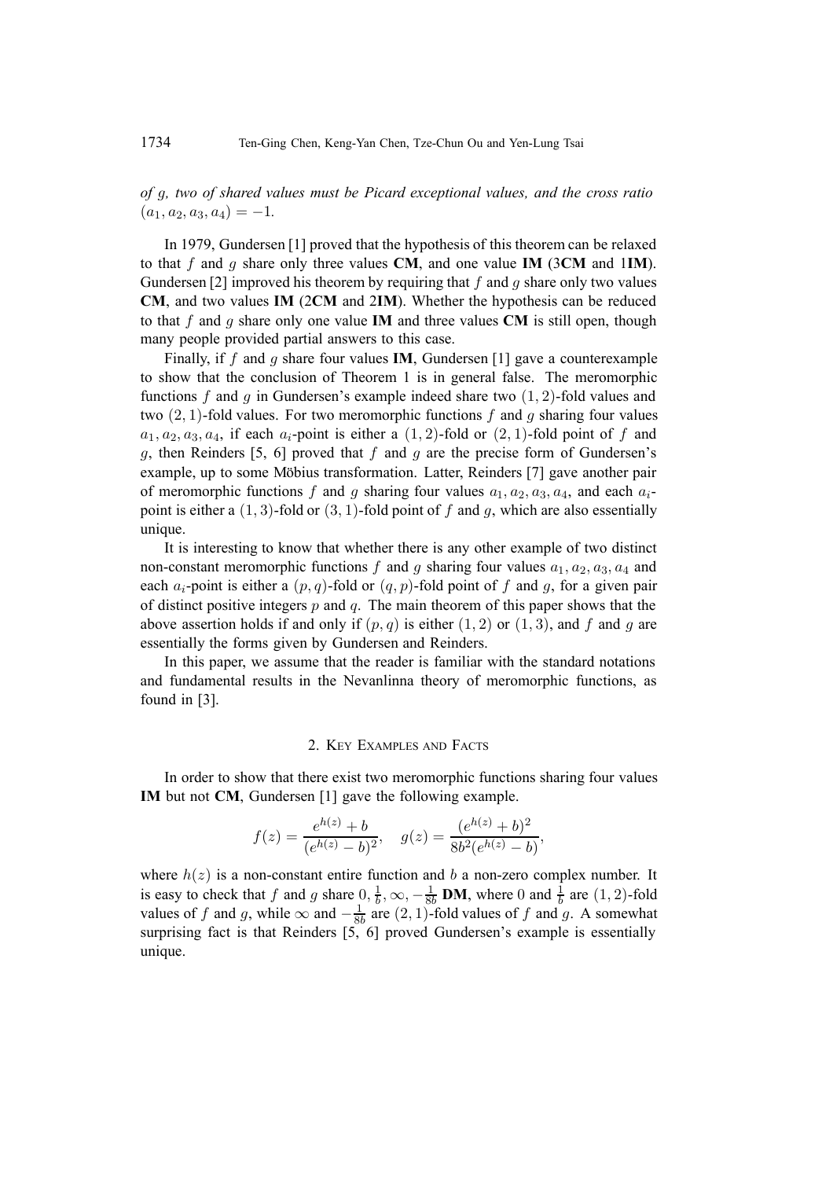*of $g$, two of shared values must be Picard exceptional values, and the cross ratio $(a_1, a_2, a_3, a_4) = -1$.*

In 1979, Gundersen [1] proved that the hypothesis of this theorem can be relaxed to that $f$ and $g$ share only three values **CM**, and one value **IM** (3**CM** and 1**IM**). Gundersen [2] improved his theorem by requiring that $f$ and $g$ share only two values **CM**, and two values **IM** (2**CM** and 2**IM**). Whether the hypothesis can be reduced to that $f$ and $g$ share only one value **IM** and three values **CM** is still open, though many people provided partial answers to this case.

Finally, if $f$ and $g$ share four values **IM**, Gundersen [1] gave a counterexample to show that the conclusion of Theorem 1 is in general false. The meromorphic functions $f$ and $g$ in Gundersen's example indeed share two $(1, 2)$-fold values and two $(2, 1)$-fold values. For two meromorphic functions $f$ and $g$ sharing four values $a_1, a_2, a_3, a_4$, if each $a_i$-point is either a $(1, 2)$-fold or $(2, 1)$-fold point of $f$ and $g$, then Reinders [5, 6] proved that $f$ and $g$ are the precise form of Gundersen's example, up to some Möbius transformation. Latter, Reinders [7] gave another pair of meromorphic functions $f$ and $g$ sharing four values $a_1, a_2, a_3, a_4$, and each $a_i$-point is either a $(1, 3)$-fold or $(3, 1)$-fold point of $f$ and $g$, which are also essentially unique.

It is interesting to know that whether there is any other example of two distinct non-constant meromorphic functions $f$ and $g$ sharing four values $a_1, a_2, a_3, a_4$ and each $a_i$-point is either a $(p, q)$-fold or $(q, p)$-fold point of $f$ and $g$, for a given pair of distinct positive integers $p$ and $q$. The main theorem of this paper shows that the above assertion holds if and only if $(p, q)$ is either $(1, 2)$ or $(1, 3)$, and $f$ and $g$ are essentially the forms given by Gundersen and Reinders.

In this paper, we assume that the reader is familiar with the standard notations and fundamental results in the Nevanlinna theory of meromorphic functions, as found in [3].

## 2. Key Examples and Facts

In order to show that there exist two meromorphic functions sharing four values **IM** but not **CM**, Gundersen [1] gave the following example.

$$f(z) = \frac{e^{h(z)} + b}{(e^{h(z)} - b)^2}, \quad g(z) = \frac{(e^{h(z)} + b)^2}{8b^2(e^{h(z)} - b)},$$

where $h(z)$ is a non-constant entire function and $b$ a non-zero complex number. It is easy to check that $f$ and $g$ share $0, \frac{1}{b}, \infty, -\frac{1}{8b}$ **DM**, where $0$ and $\frac{1}{b}$ are $(1, 2)$-fold values of $f$ and $g$, while $\infty$ and $-\frac{1}{8b}$ are $(2, 1)$-fold values of $f$ and $g$. A somewhat surprising fact is that Reinders [5, 6] proved Gundersen's example is essentially unique.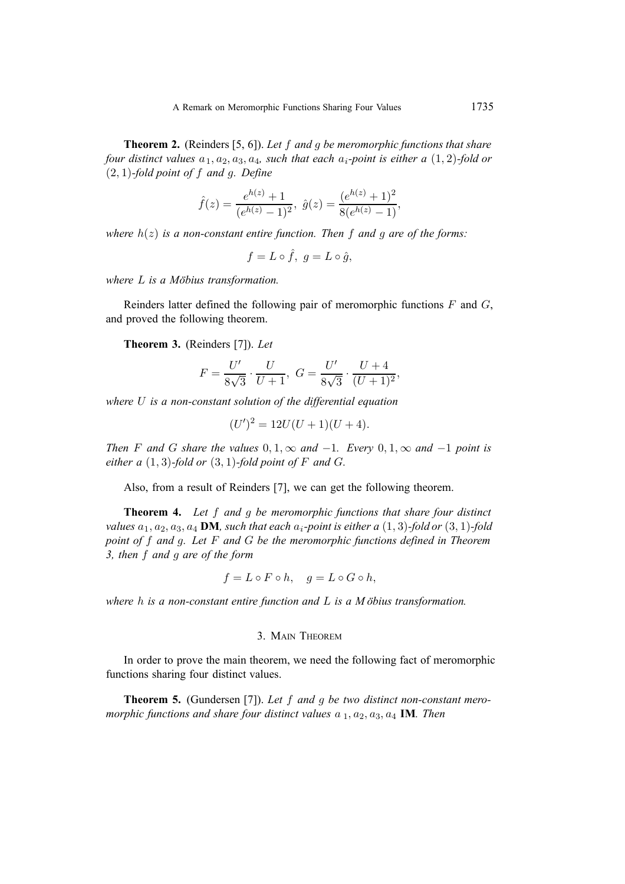**Theorem 2.** (Reinders [5, 6]). *Let $f$ and $g$ be meromorphic functions that share four distinct values $a_1, a_2, a_3, a_4$, such that each $a_i$-point is either a $(1,2)$-fold or $(2,1)$-fold point of $f$ and $g$. Define*

$$\hat{f}(z) = \frac{e^{h(z)} + 1}{(e^{h(z)} - 1)^2},\ \hat{g}(z) = \frac{(e^{h(z)} + 1)^2}{8(e^{h(z)} - 1)},$$

*where $h(z)$ is a non-constant entire function. Then $f$ and $g$ are of the forms:*

$$f = L \circ \hat{f},\ g = L \circ \hat{g},$$

*where $L$ is a Möbius transformation.*

Reinders latter defined the following pair of meromorphic functions $F$ and $G$, and proved the following theorem.

**Theorem 3.** (Reinders [7]). *Let*

$$F = \frac{U'}{8\sqrt{3}} \cdot \frac{U}{U+1},\ G = \frac{U'}{8\sqrt{3}} \cdot \frac{U+4}{(U+1)^2},$$

*where $U$ is a non-constant solution of the differential equation*

$$(U')^2 = 12U(U+1)(U+4).$$

*Then $F$ and $G$ share the values $0, 1, \infty$ and $-1$. Every $0, 1, \infty$ and $-1$ point is either a $(1,3)$-fold or $(3,1)$-fold point of $F$ and $G$.*

Also, from a result of Reinders [7], we can get the following theorem.

**Theorem 4.** *Let $f$ and $g$ be meromorphic functions that share four distinct values $a_1, a_2, a_3, a_4$* **DM**, *such that each $a_i$-point is either a $(1,3)$-fold or $(3,1)$-fold point of $f$ and $g$. Let $F$ and $G$ be the meromorphic functions defined in Theorem 3, then $f$ and $g$ are of the form*

$$f = L \circ F \circ h, \quad g = L \circ G \circ h,$$

*where $h$ is a non-constant entire function and $L$ is a Möbius transformation.*

## 3. Main Theorem

In order to prove the main theorem, we need the following fact of meromorphic functions sharing four distinct values.

**Theorem 5.** (Gundersen [7]). *Let $f$ and $g$ be two distinct non-constant meromorphic functions and share four distinct values $a_1, a_2, a_3, a_4$* **IM**. *Then*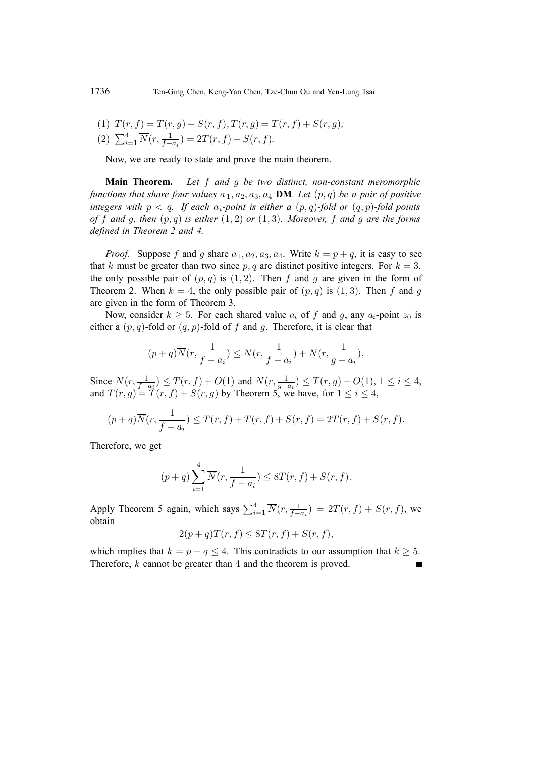(1) $T(r,f) = T(r,g) + S(r,f), T(r,g) = T(r,f) + S(r,g)$;

(2) $\sum_{i=1}^{4} \overline{N}(r, \frac{1}{f-a_i}) = 2T(r,f) + S(r,f)$.

Now, we are ready to state and prove the main theorem.

**Main Theorem.** *Let $f$ and $g$ be two distinct, non-constant meromorphic functions that share four values $a_1, a_2, a_3, a_4$* **DM**. *Let $(p,q)$ be a pair of positive integers with $p < q$. If each $a_i$-point is either a $(p,q)$-fold or $(q,p)$-fold points of $f$ and $g$, then $(p,q)$ is either $(1,2)$ or $(1,3)$. Moreover, $f$ and $g$ are the forms defined in Theorem 2 and 4.*

*Proof.* Suppose $f$ and $g$ share $a_1, a_2, a_3, a_4$. Write $k = p+q$, it is easy to see that $k$ must be greater than two since $p, q$ are distinct positive integers. For $k = 3$, the only possible pair of $(p,q)$ is $(1,2)$. Then $f$ and $g$ are given in the form of Theorem 2. When $k = 4$, the only possible pair of $(p,q)$ is $(1,3)$. Then $f$ and $g$ are given in the form of Theorem 3.

Now, consider $k \geq 5$. For each shared value $a_i$ of $f$ and $g$, any $a_i$-point $z_0$ is either a $(p,q)$-fold or $(q,p)$-fold of $f$ and $g$. Therefore, it is clear that

$$(p+q)\overline{N}(r, \frac{1}{f-a_i}) \leq N(r, \frac{1}{f-a_i}) + N(r, \frac{1}{g-a_i}).$$

Since $N(r, \frac{1}{f-a_i}) \leq T(r,f) + O(1)$ and $N(r, \frac{1}{g-a_i}) \leq T(r,g) + O(1)$, $1 \leq i \leq 4$, and $T(r,g) = T(r,f) + S(r,g)$ by Theorem 5, we have, for $1 \leq i \leq 4$,

$$(p+q)\overline{N}(r, \frac{1}{f-a_i}) \leq T(r,f) + T(r,f) + S(r,f) = 2T(r,f) + S(r,f).$$

Therefore, we get

$$(p+q)\sum_{i=1}^{4} \overline{N}(r, \frac{1}{f-a_i}) \leq 8T(r,f) + S(r,f).$$

Apply Theorem 5 again, which says $\sum_{i=1}^{4} \overline{N}(r, \frac{1}{f-a_i}) = 2T(r,f) + S(r,f)$, we obtain

$$2(p+q)T(r,f) \leq 8T(r,f) + S(r,f),$$

which implies that $k = p+q \leq 4$. This contradicts to our assumption that $k \geq 5$. Therefore, $k$ cannot be greater than 4 and the theorem is proved. ∎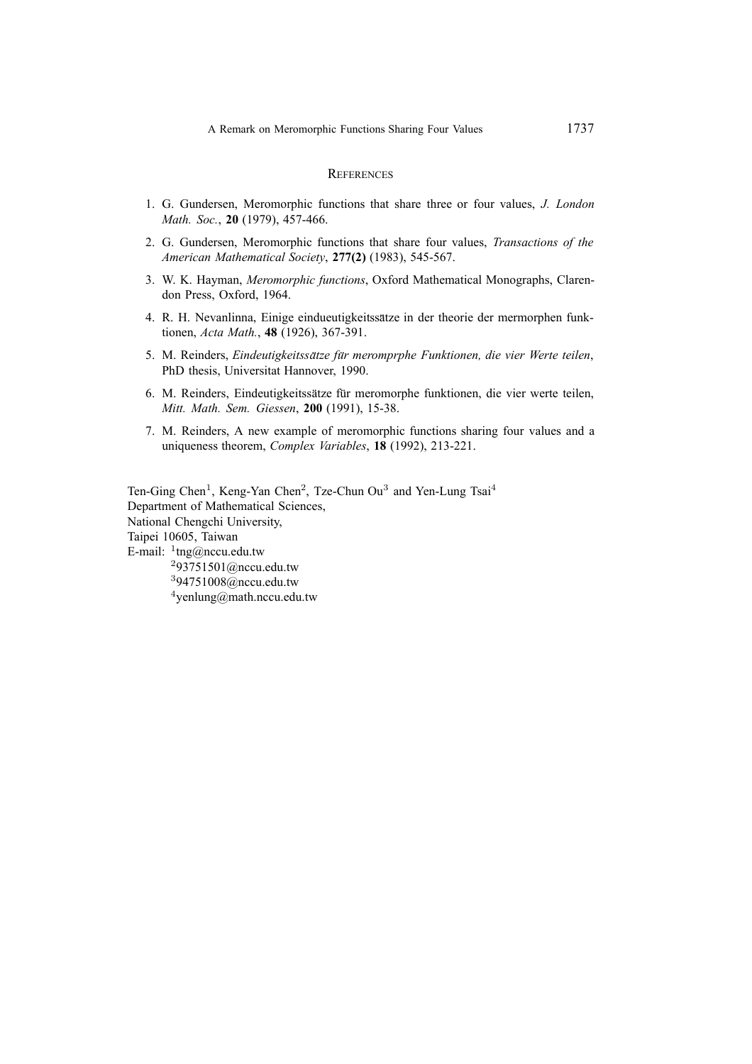## References

1. G. Gundersen, Meromorphic functions that share three or four values, *J. London Math. Soc.*, **20** (1979), 457-466.
2. G. Gundersen, Meromorphic functions that share four values, *Transactions of the American Mathematical Society*, **277(2)** (1983), 545-567.
3. W. K. Hayman, *Meromorphic functions*, Oxford Mathematical Monographs, Clarendon Press, Oxford, 1964.
4. R. H. Nevanlinna, Einige eindueutigkeitssätze in der theorie der mermorphen funktionen, *Acta Math.*, **48** (1926), 367-391.
5. M. Reinders, *Eindeutigkeitssätze für meromprphe Funktionen, die vier Werte teilen*, PhD thesis, Universitat Hannover, 1990.
6. M. Reinders, Eindeutigkeitssätze für meromorphe funktionen, die vier werte teilen, *Mitt. Math. Sem. Giessen*, **200** (1991), 15-38.
7. M. Reinders, A new example of meromorphic functions sharing four values and a uniqueness theorem, *Complex Variables*, **18** (1992), 213-221.

Ten-Ging Chen[1], Keng-Yan Chen[2], Tze-Chun Ou[3] and Yen-Lung Tsai[4]
Department of Mathematical Sciences,
National Chengchi University,
Taipei 10605, Taiwan
E-mail: [1]tng@nccu.edu.tw
[2]93751501@nccu.edu.tw
[3]94751008@nccu.edu.tw
[4]yenlung@math.nccu.edu.tw